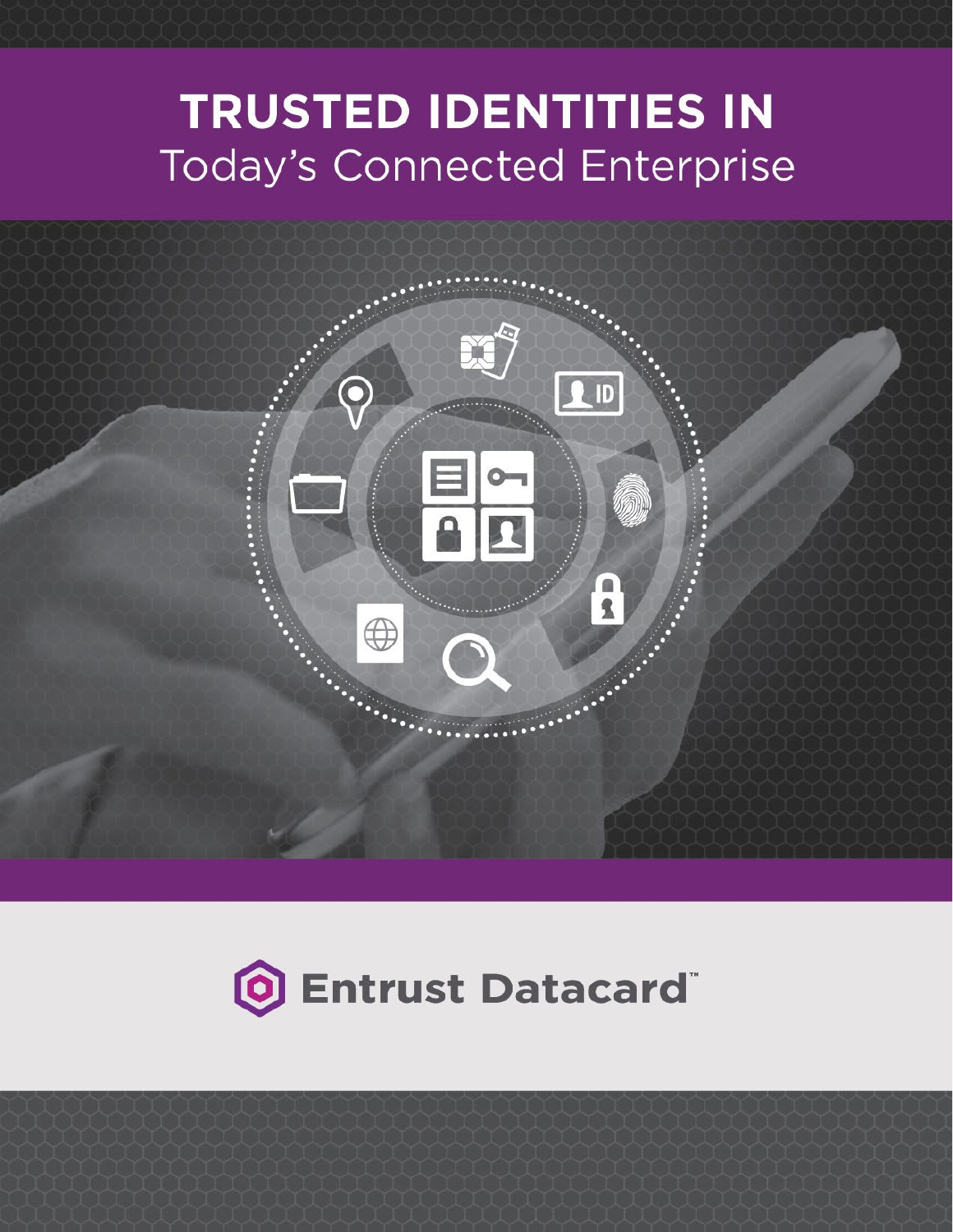# TRUSTED IDENTITIES IN
## Today's Connected Enterprise

Entrust Datacard™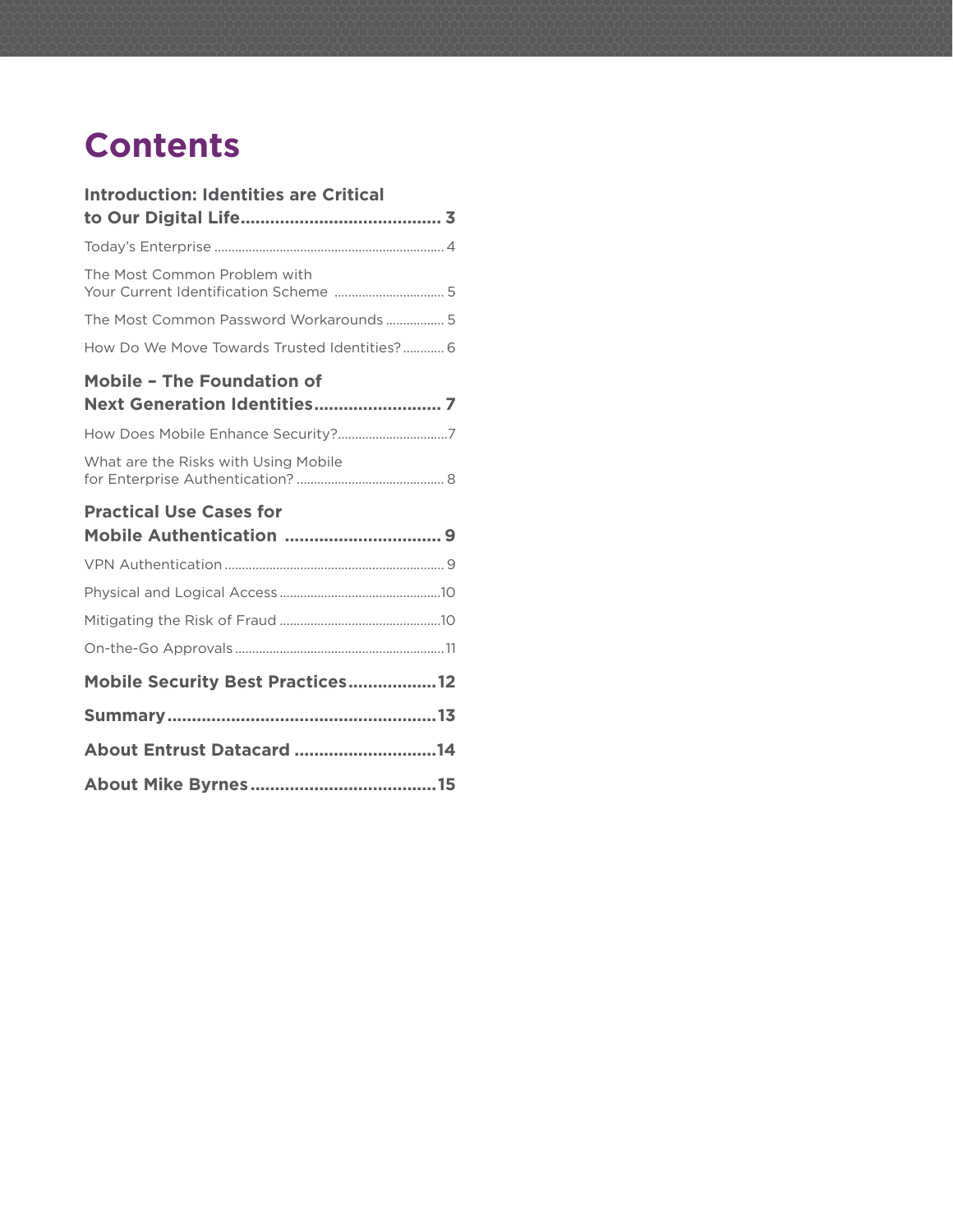# Contents

**Introduction: Identities are Critical to Our Digital Life....................................... 3**

Today's Enterprise ................................................................... 4

The Most Common Problem with Your Current Identification Scheme ................................ 5

The Most Common Password Workarounds ................. 5

How Do We Move Towards Trusted Identities? ............ 6

**Mobile – The Foundation of Next Generation Identities.......................... 7**

How Does Mobile Enhance Security?................................7

What are the Risks with Using Mobile for Enterprise Authentication? .......................................... 8

**Practical Use Cases for Mobile Authentication ............................... 9**

VPN Authentication ............................................................... 9

Physical and Logical Access ..............................................10

Mitigating the Risk of Fraud ..............................................10

On-the-Go Approvals ............................................................11

**Mobile Security Best Practices..................12**

**Summary......................................................13**

**About Entrust Datacard .............................14**

**About Mike Byrnes.....................................15**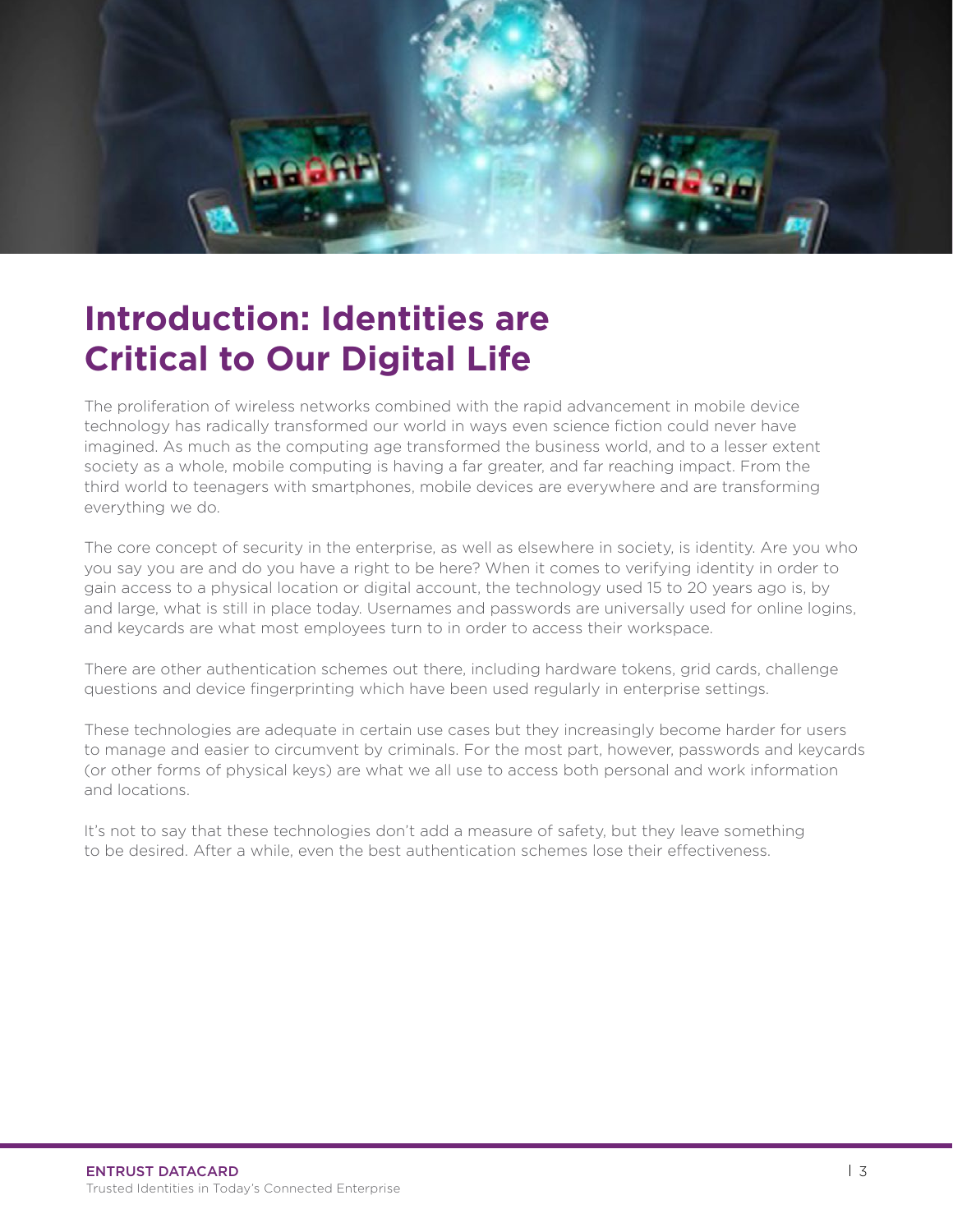# Introduction: Identities are Critical to Our Digital Life

The proliferation of wireless networks combined with the rapid advancement in mobile device technology has radically transformed our world in ways even science fiction could never have imagined. As much as the computing age transformed the business world, and to a lesser extent society as a whole, mobile computing is having a far greater, and far reaching impact. From the third world to teenagers with smartphones, mobile devices are everywhere and are transforming everything we do.

The core concept of security in the enterprise, as well as elsewhere in society, is identity. Are you who you say you are and do you have a right to be here? When it comes to verifying identity in order to gain access to a physical location or digital account, the technology used 15 to 20 years ago is, by and large, what is still in place today. Usernames and passwords are universally used for online logins, and keycards are what most employees turn to in order to access their workspace.

There are other authentication schemes out there, including hardware tokens, grid cards, challenge questions and device fingerprinting which have been used regularly in enterprise settings.

These technologies are adequate in certain use cases but they increasingly become harder for users to manage and easier to circumvent by criminals. For the most part, however, passwords and keycards (or other forms of physical keys) are what we all use to access both personal and work information and locations.

It's not to say that these technologies don't add a measure of safety, but they leave something to be desired. After a while, even the best authentication schemes lose their effectiveness.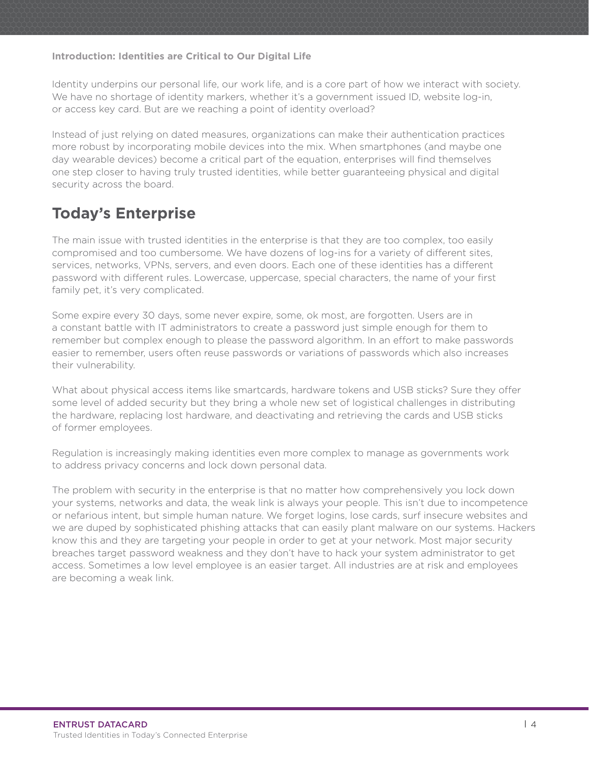**Introduction: Identities are Critical to Our Digital Life**

Identity underpins our personal life, our work life, and is a core part of how we interact with society. We have no shortage of identity markers, whether it's a government issued ID, website log-in, or access key card. But are we reaching a point of identity overload?

Instead of just relying on dated measures, organizations can make their authentication practices more robust by incorporating mobile devices into the mix. When smartphones (and maybe one day wearable devices) become a critical part of the equation, enterprises will find themselves one step closer to having truly trusted identities, while better guaranteeing physical and digital security across the board.

## Today's Enterprise

The main issue with trusted identities in the enterprise is that they are too complex, too easily compromised and too cumbersome. We have dozens of log-ins for a variety of different sites, services, networks, VPNs, servers, and even doors. Each one of these identities has a different password with different rules. Lowercase, uppercase, special characters, the name of your first family pet, it's very complicated.

Some expire every 30 days, some never expire, some, ok most, are forgotten. Users are in a constant battle with IT administrators to create a password just simple enough for them to remember but complex enough to please the password algorithm. In an effort to make passwords easier to remember, users often reuse passwords or variations of passwords which also increases their vulnerability.

What about physical access items like smartcards, hardware tokens and USB sticks? Sure they offer some level of added security but they bring a whole new set of logistical challenges in distributing the hardware, replacing lost hardware, and deactivating and retrieving the cards and USB sticks of former employees.

Regulation is increasingly making identities even more complex to manage as governments work to address privacy concerns and lock down personal data.

The problem with security in the enterprise is that no matter how comprehensively you lock down your systems, networks and data, the weak link is always your people. This isn't due to incompetence or nefarious intent, but simple human nature. We forget logins, lose cards, surf insecure websites and we are duped by sophisticated phishing attacks that can easily plant malware on our systems. Hackers know this and they are targeting your people in order to get at your network. Most major security breaches target password weakness and they don't have to hack your system administrator to get access. Sometimes a low level employee is an easier target. All industries are at risk and employees are becoming a weak link.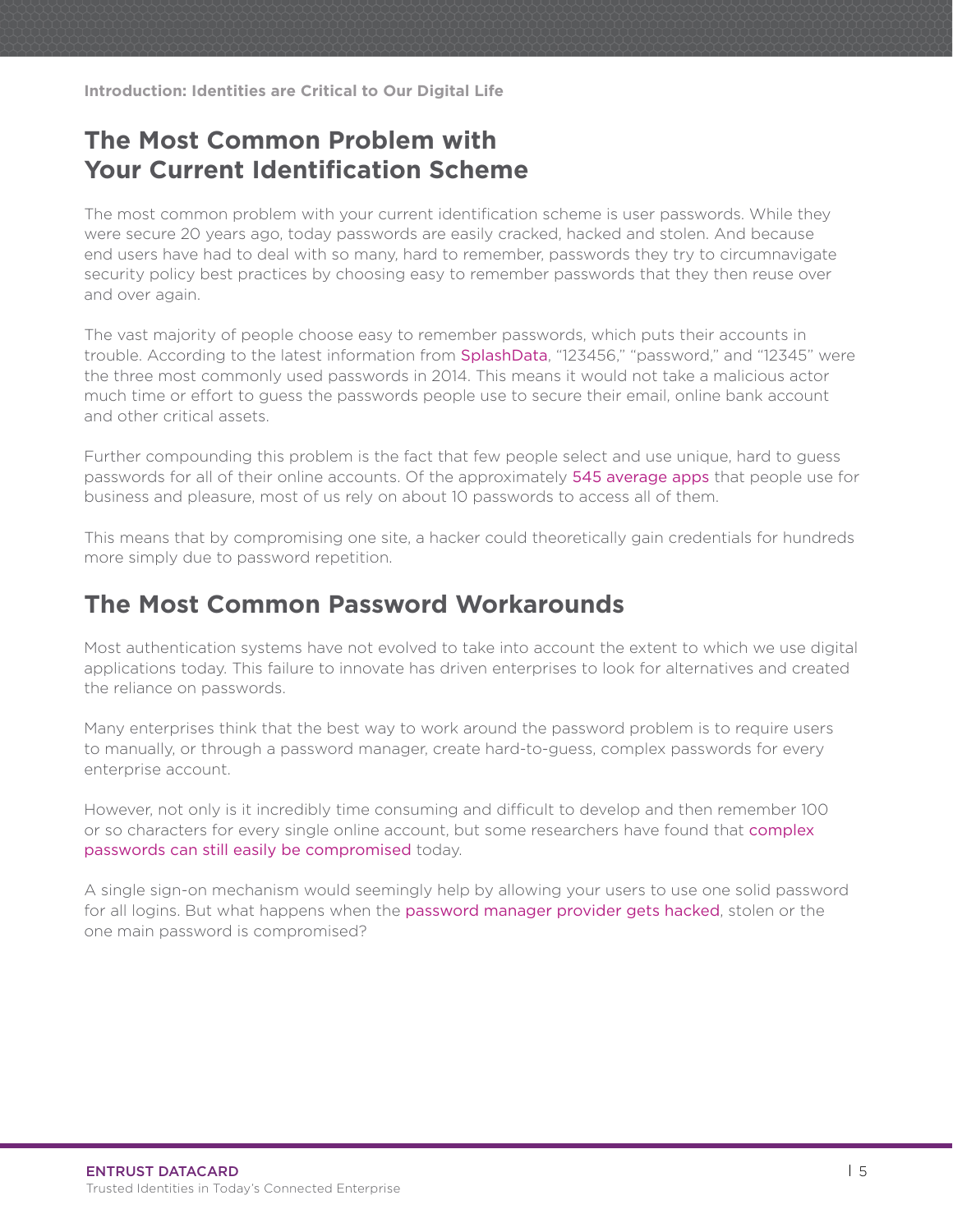## The Most Common Problem with Your Current Identification Scheme

The most common problem with your current identification scheme is user passwords. While they were secure 20 years ago, today passwords are easily cracked, hacked and stolen. And because end users have had to deal with so many, hard to remember, passwords they try to circumnavigate security policy best practices by choosing easy to remember passwords that they then reuse over and over again.

The vast majority of people choose easy to remember passwords, which puts their accounts in trouble. According to the latest information from SplashData, "123456," "password," and "12345" were the three most commonly used passwords in 2014. This means it would not take a malicious actor much time or effort to guess the passwords people use to secure their email, online bank account and other critical assets.

Further compounding this problem is the fact that few people select and use unique, hard to guess passwords for all of their online accounts. Of the approximately 545 average apps that people use for business and pleasure, most of us rely on about 10 passwords to access all of them.

This means that by compromising one site, a hacker could theoretically gain credentials for hundreds more simply due to password repetition.

## The Most Common Password Workarounds

Most authentication systems have not evolved to take into account the extent to which we use digital applications today. This failure to innovate has driven enterprises to look for alternatives and created the reliance on passwords.

Many enterprises think that the best way to work around the password problem is to require users to manually, or through a password manager, create hard-to-guess, complex passwords for every enterprise account.

However, not only is it incredibly time consuming and difficult to develop and then remember 100 or so characters for every single online account, but some researchers have found that complex passwords can still easily be compromised today.

A single sign-on mechanism would seemingly help by allowing your users to use one solid password for all logins. But what happens when the password manager provider gets hacked, stolen or the one main password is compromised?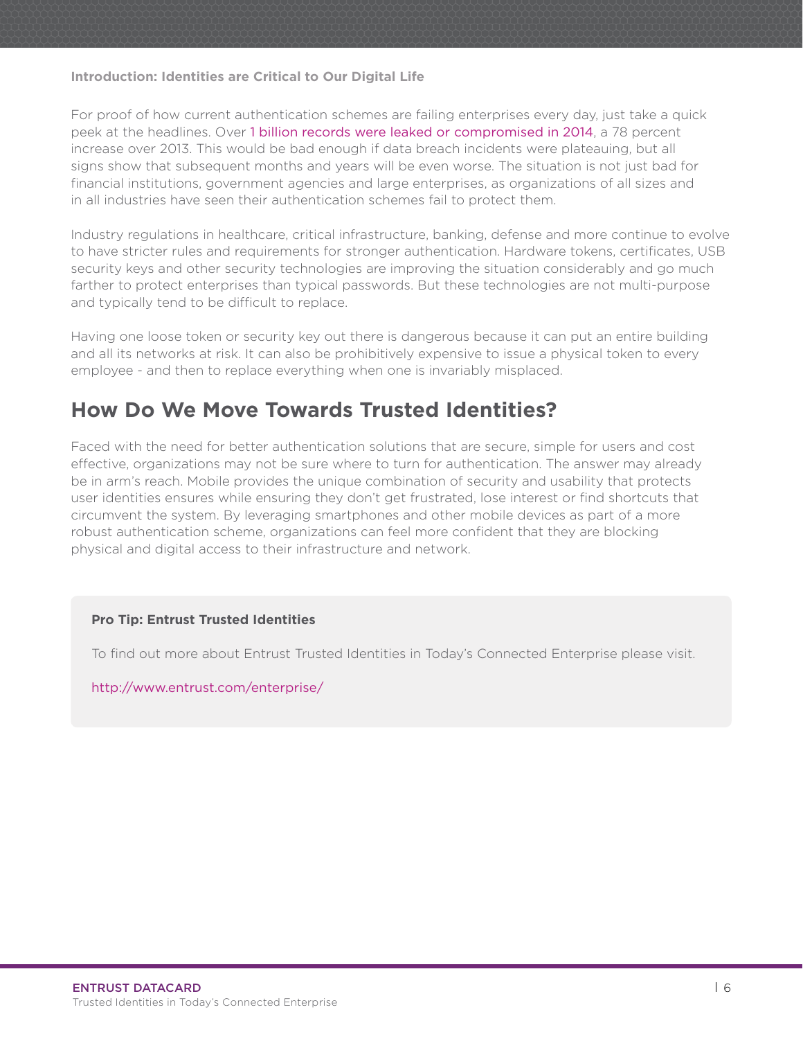**Introduction: Identities are Critical to Our Digital Life**

For proof of how current authentication schemes are failing enterprises every day, just take a quick peek at the headlines. Over 1 billion records were leaked or compromised in 2014, a 78 percent increase over 2013. This would be bad enough if data breach incidents were plateauing, but all signs show that subsequent months and years will be even worse. The situation is not just bad for financial institutions, government agencies and large enterprises, as organizations of all sizes and in all industries have seen their authentication schemes fail to protect them.

Industry regulations in healthcare, critical infrastructure, banking, defense and more continue to evolve to have stricter rules and requirements for stronger authentication. Hardware tokens, certificates, USB security keys and other security technologies are improving the situation considerably and go much farther to protect enterprises than typical passwords. But these technologies are not multi-purpose and typically tend to be difficult to replace.

Having one loose token or security key out there is dangerous because it can put an entire building and all its networks at risk. It can also be prohibitively expensive to issue a physical token to every employee - and then to replace everything when one is invariably misplaced.

## How Do We Move Towards Trusted Identities?

Faced with the need for better authentication solutions that are secure, simple for users and cost effective, organizations may not be sure where to turn for authentication. The answer may already be in arm's reach. Mobile provides the unique combination of security and usability that protects user identities ensures while ensuring they don't get frustrated, lose interest or find shortcuts that circumvent the system. By leveraging smartphones and other mobile devices as part of a more robust authentication scheme, organizations can feel more confident that they are blocking physical and digital access to their infrastructure and network.

**Pro Tip: Entrust Trusted Identities**

To find out more about Entrust Trusted Identities in Today's Connected Enterprise please visit.

http://www.entrust.com/enterprise/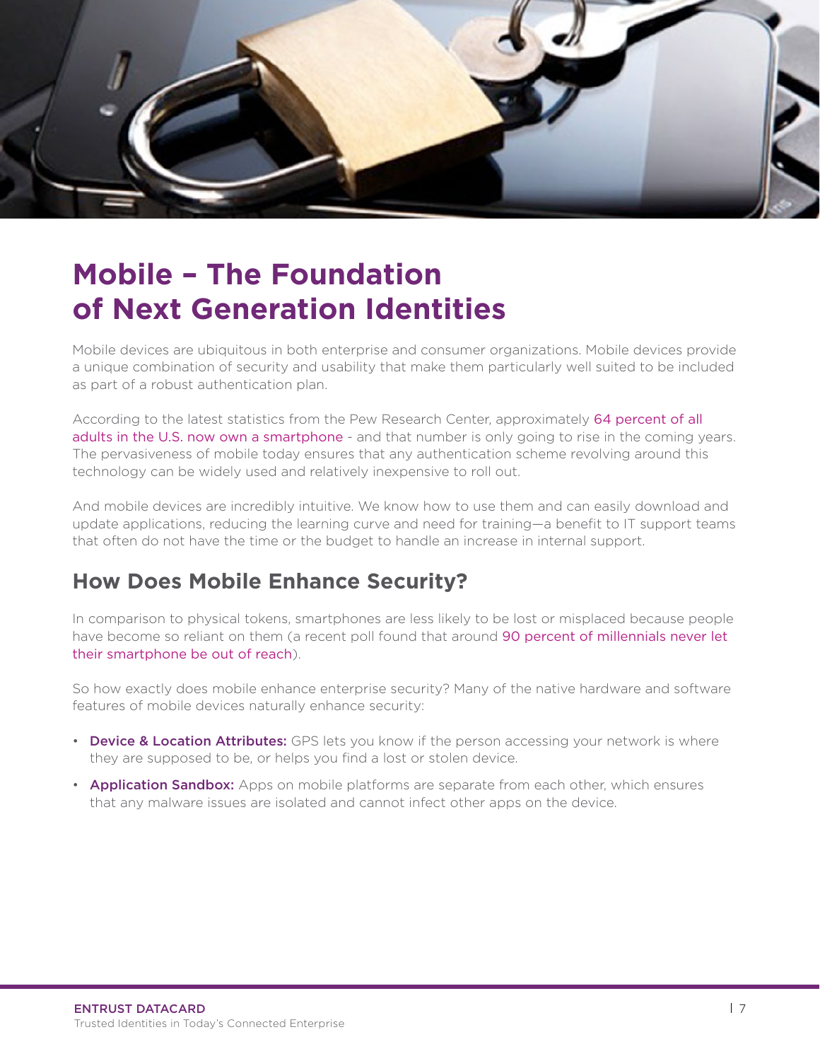# Mobile – The Foundation of Next Generation Identities

Mobile devices are ubiquitous in both enterprise and consumer organizations. Mobile devices provide a unique combination of security and usability that make them particularly well suited to be included as part of a robust authentication plan.

According to the latest statistics from the Pew Research Center, approximately 64 percent of all adults in the U.S. now own a smartphone - and that number is only going to rise in the coming years. The pervasiveness of mobile today ensures that any authentication scheme revolving around this technology can be widely used and relatively inexpensive to roll out.

And mobile devices are incredibly intuitive. We know how to use them and can easily download and update applications, reducing the learning curve and need for training—a benefit to IT support teams that often do not have the time or the budget to handle an increase in internal support.

## How Does Mobile Enhance Security?

In comparison to physical tokens, smartphones are less likely to be lost or misplaced because people have become so reliant on them (a recent poll found that around 90 percent of millennials never let their smartphone be out of reach).

So how exactly does mobile enhance enterprise security? Many of the native hardware and software features of mobile devices naturally enhance security:

- **Device & Location Attributes:** GPS lets you know if the person accessing your network is where they are supposed to be, or helps you find a lost or stolen device.
- **Application Sandbox:** Apps on mobile platforms are separate from each other, which ensures that any malware issues are isolated and cannot infect other apps on the device.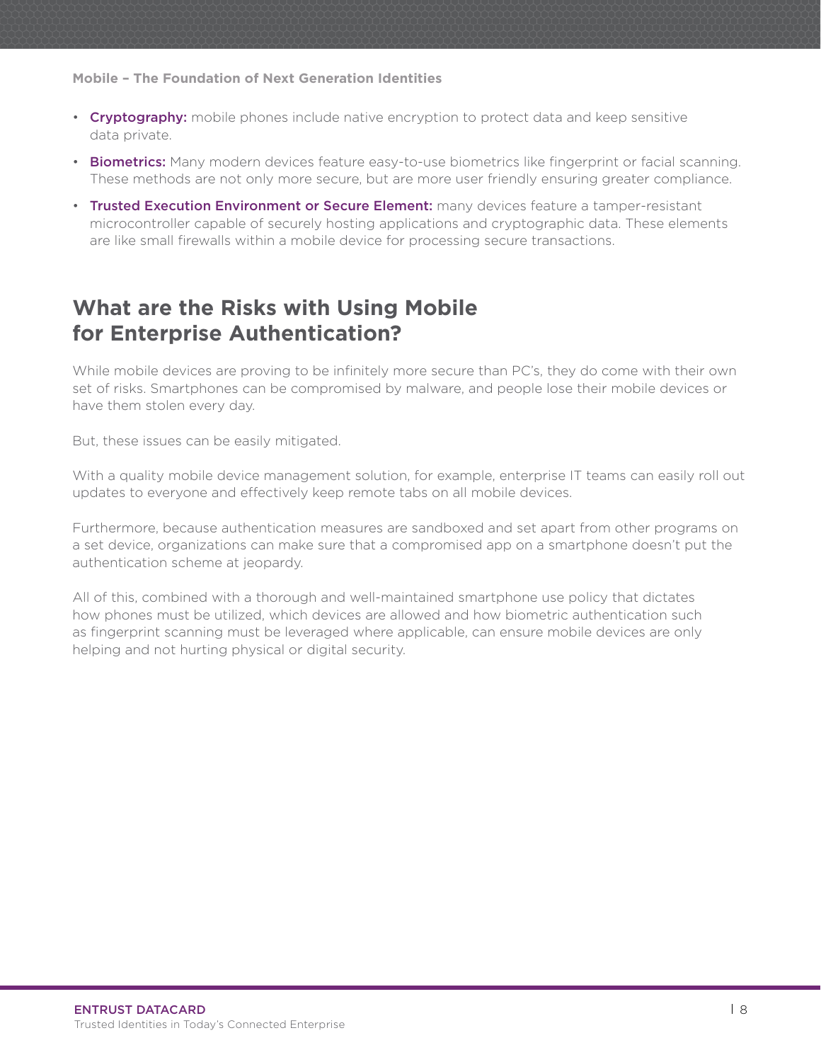- **Cryptography:** mobile phones include native encryption to protect data and keep sensitive data private.
- **Biometrics:** Many modern devices feature easy-to-use biometrics like fingerprint or facial scanning. These methods are not only more secure, but are more user friendly ensuring greater compliance.
- **Trusted Execution Environment or Secure Element:** many devices feature a tamper-resistant microcontroller capable of securely hosting applications and cryptographic data. These elements are like small firewalls within a mobile device for processing secure transactions.

## What are the Risks with Using Mobile for Enterprise Authentication?

While mobile devices are proving to be infinitely more secure than PC's, they do come with their own set of risks. Smartphones can be compromised by malware, and people lose their mobile devices or have them stolen every day.

But, these issues can be easily mitigated.

With a quality mobile device management solution, for example, enterprise IT teams can easily roll out updates to everyone and effectively keep remote tabs on all mobile devices.

Furthermore, because authentication measures are sandboxed and set apart from other programs on a set device, organizations can make sure that a compromised app on a smartphone doesn't put the authentication scheme at jeopardy.

All of this, combined with a thorough and well-maintained smartphone use policy that dictates how phones must be utilized, which devices are allowed and how biometric authentication such as fingerprint scanning must be leveraged where applicable, can ensure mobile devices are only helping and not hurting physical or digital security.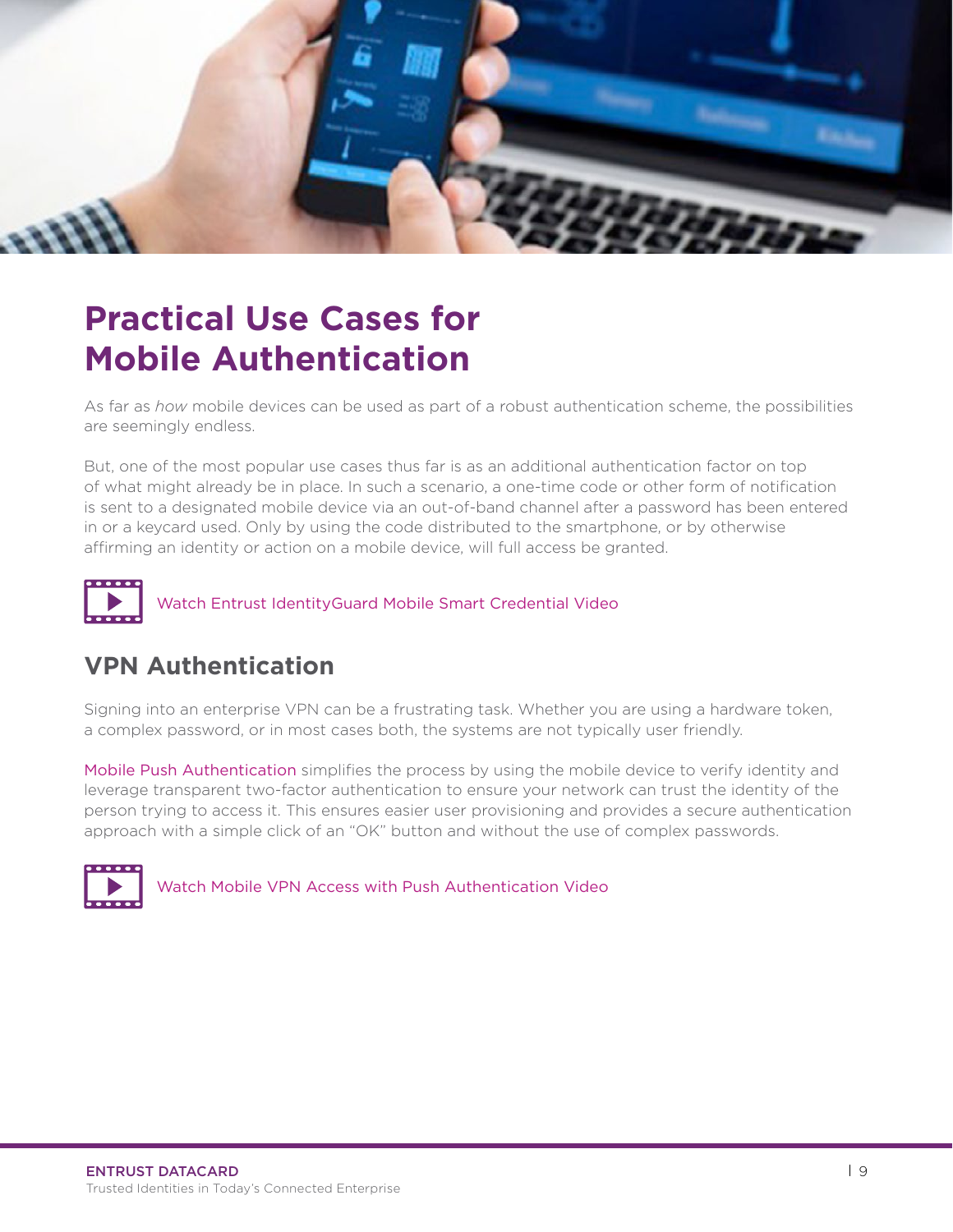# Practical Use Cases for Mobile Authentication

As far as *how* mobile devices can be used as part of a robust authentication scheme, the possibilities are seemingly endless.

But, one of the most popular use cases thus far is as an additional authentication factor on top of what might already be in place. In such a scenario, a one-time code or other form of notification is sent to a designated mobile device via an out-of-band channel after a password has been entered in or a keycard used. Only by using the code distributed to the smartphone, or by otherwise affirming an identity or action on a mobile device, will full access be granted.

Watch Entrust IdentityGuard Mobile Smart Credential Video

## VPN Authentication

Signing into an enterprise VPN can be a frustrating task. Whether you are using a hardware token, a complex password, or in most cases both, the systems are not typically user friendly.

Mobile Push Authentication simplifies the process by using the mobile device to verify identity and leverage transparent two-factor authentication to ensure your network can trust the identity of the person trying to access it. This ensures easier user provisioning and provides a secure authentication approach with a simple click of an "OK" button and without the use of complex passwords.

Watch Mobile VPN Access with Push Authentication Video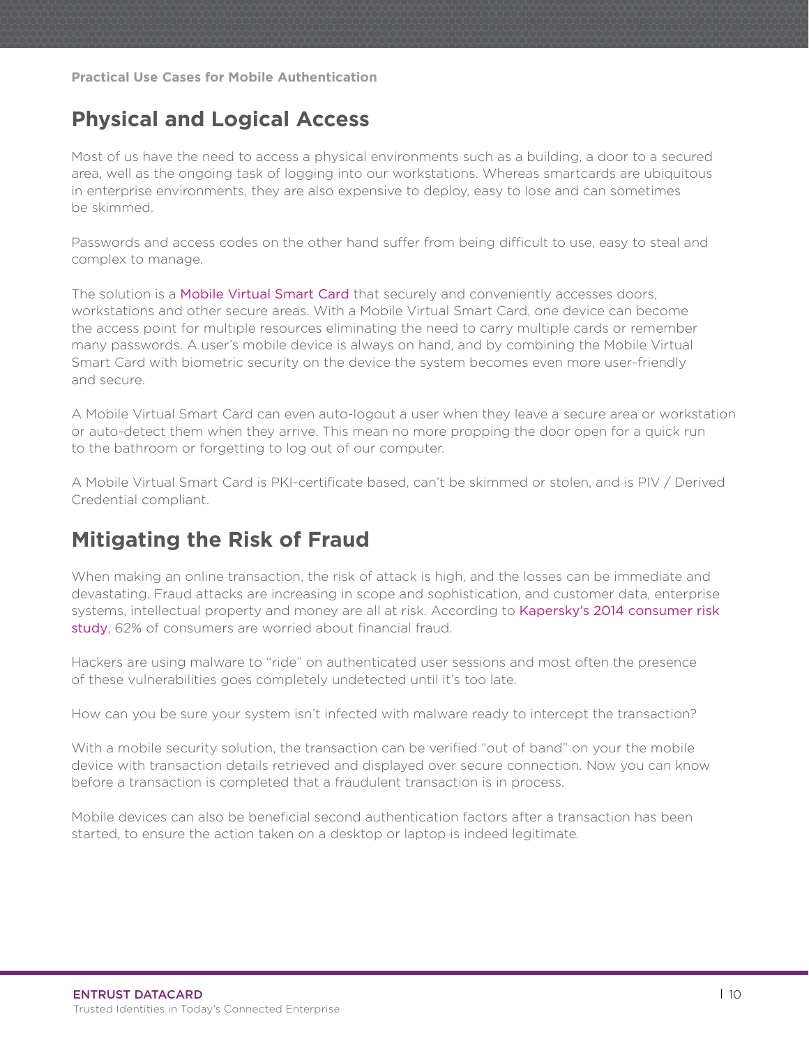## Physical and Logical Access

Most of us have the need to access a physical environments such as a building, a door to a secured area, well as the ongoing task of logging into our workstations. Whereas smartcards are ubiquitous in enterprise environments, they are also expensive to deploy, easy to lose and can sometimes be skimmed.

Passwords and access codes on the other hand suffer from being difficult to use, easy to steal and complex to manage.

The solution is a Mobile Virtual Smart Card that securely and conveniently accesses doors, workstations and other secure areas. With a Mobile Virtual Smart Card, one device can become the access point for multiple resources eliminating the need to carry multiple cards or remember many passwords. A user's mobile device is always on hand, and by combining the Mobile Virtual Smart Card with biometric security on the device the system becomes even more user-friendly and secure.

A Mobile Virtual Smart Card can even auto-logout a user when they leave a secure area or workstation or auto-detect them when they arrive. This mean no more propping the door open for a quick run to the bathroom or forgetting to log out of our computer.

A Mobile Virtual Smart Card is PKI-certificate based, can't be skimmed or stolen, and is PIV / Derived Credential compliant.

## Mitigating the Risk of Fraud

When making an online transaction, the risk of attack is high, and the losses can be immediate and devastating. Fraud attacks are increasing in scope and sophistication, and customer data, enterprise systems, intellectual property and money are all at risk. According to Kapersky's 2014 consumer risk study, 62% of consumers are worried about financial fraud.

Hackers are using malware to "ride" on authenticated user sessions and most often the presence of these vulnerabilities goes completely undetected until it's too late.

How can you be sure your system isn't infected with malware ready to intercept the transaction?

With a mobile security solution, the transaction can be verified "out of band" on your the mobile device with transaction details retrieved and displayed over secure connection. Now you can know before a transaction is completed that a fraudulent transaction is in process.

Mobile devices can also be beneficial second authentication factors after a transaction has been started, to ensure the action taken on a desktop or laptop is indeed legitimate.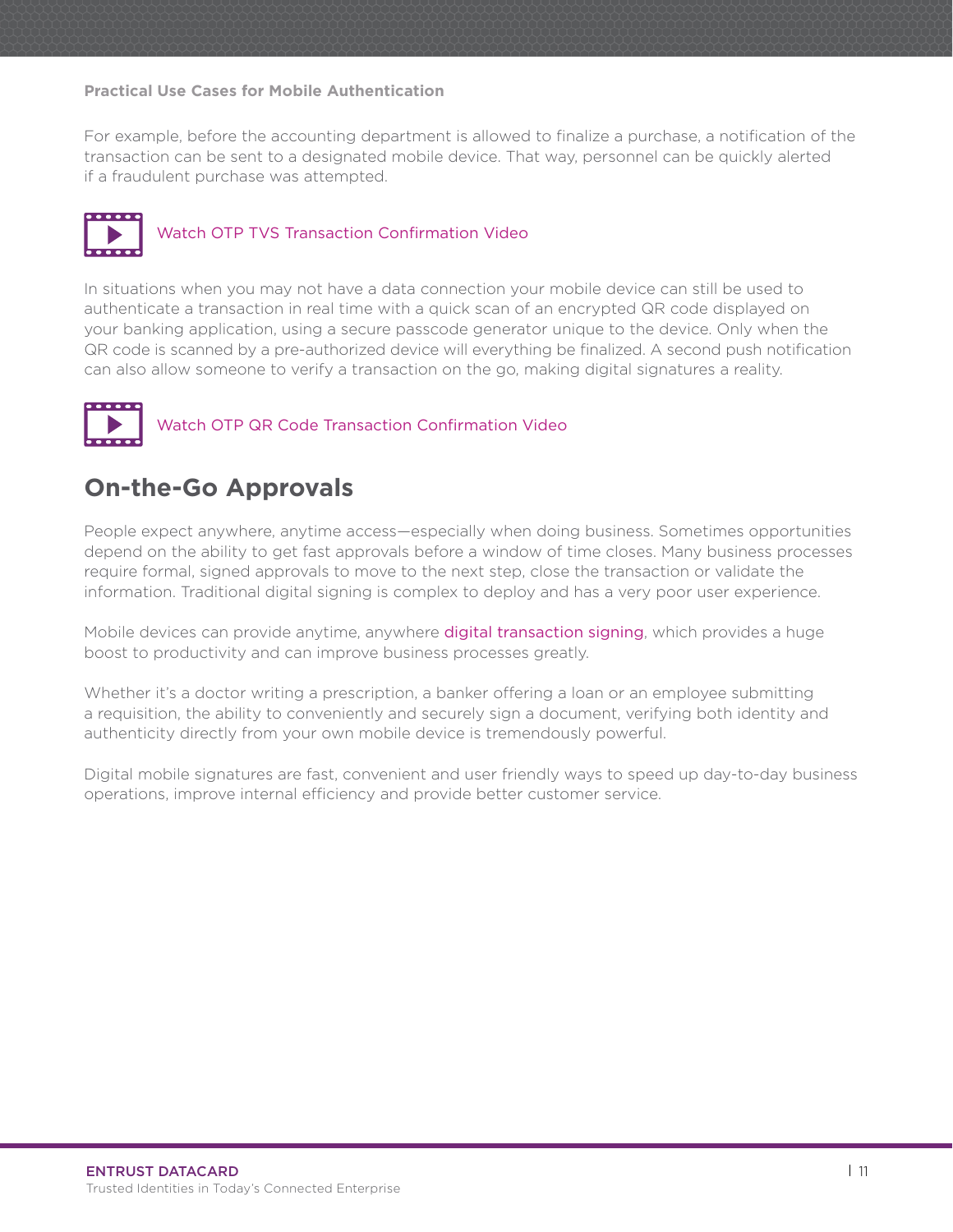**Practical Use Cases for Mobile Authentication**

For example, before the accounting department is allowed to finalize a purchase, a notification of the transaction can be sent to a designated mobile device. That way, personnel can be quickly alerted if a fraudulent purchase was attempted.

Watch OTP TVS Transaction Confirmation Video

In situations when you may not have a data connection your mobile device can still be used to authenticate a transaction in real time with a quick scan of an encrypted QR code displayed on your banking application, using a secure passcode generator unique to the device. Only when the QR code is scanned by a pre-authorized device will everything be finalized. A second push notification can also allow someone to verify a transaction on the go, making digital signatures a reality.

Watch OTP QR Code Transaction Confirmation Video

## On-the-Go Approvals

People expect anywhere, anytime access—especially when doing business. Sometimes opportunities depend on the ability to get fast approvals before a window of time closes. Many business processes require formal, signed approvals to move to the next step, close the transaction or validate the information. Traditional digital signing is complex to deploy and has a very poor user experience.

Mobile devices can provide anytime, anywhere digital transaction signing, which provides a huge boost to productivity and can improve business processes greatly.

Whether it's a doctor writing a prescription, a banker offering a loan or an employee submitting a requisition, the ability to conveniently and securely sign a document, verifying both identity and authenticity directly from your own mobile device is tremendously powerful.

Digital mobile signatures are fast, convenient and user friendly ways to speed up day-to-day business operations, improve internal efficiency and provide better customer service.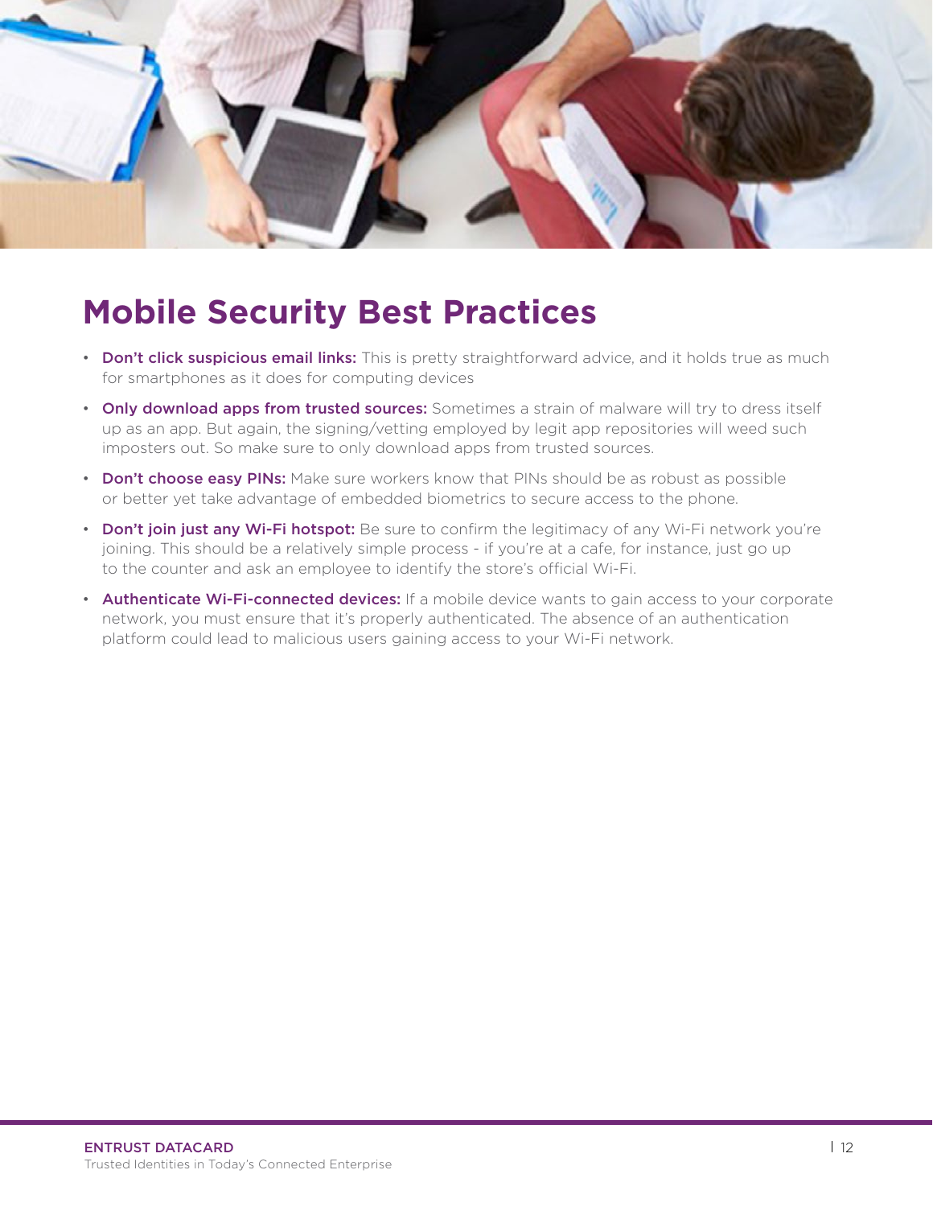# Mobile Security Best Practices

- **Don't click suspicious email links:** This is pretty straightforward advice, and it holds true as much for smartphones as it does for computing devices
- **Only download apps from trusted sources:** Sometimes a strain of malware will try to dress itself up as an app. But again, the signing/vetting employed by legit app repositories will weed such imposters out. So make sure to only download apps from trusted sources.
- **Don't choose easy PINs:** Make sure workers know that PINs should be as robust as possible or better yet take advantage of embedded biometrics to secure access to the phone.
- **Don't join just any Wi-Fi hotspot:** Be sure to confirm the legitimacy of any Wi-Fi network you're joining. This should be a relatively simple process - if you're at a cafe, for instance, just go up to the counter and ask an employee to identify the store's official Wi-Fi.
- **Authenticate Wi-Fi-connected devices:** If a mobile device wants to gain access to your corporate network, you must ensure that it's properly authenticated. The absence of an authentication platform could lead to malicious users gaining access to your Wi-Fi network.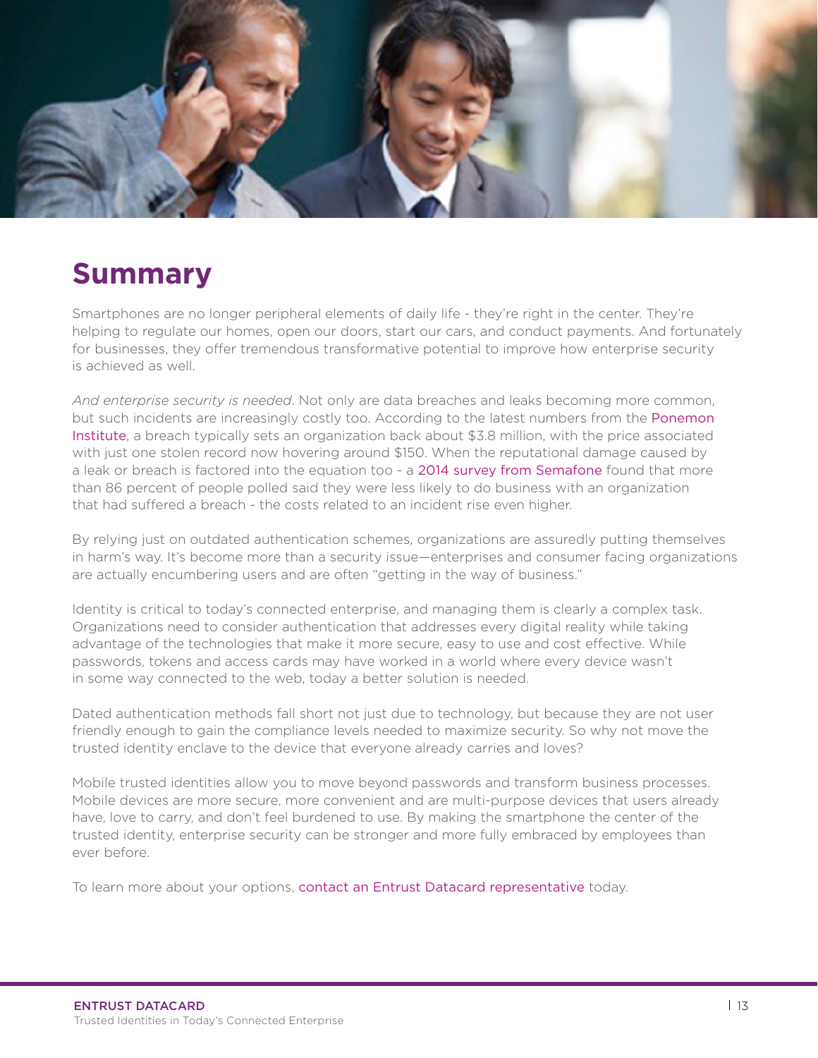# Summary

Smartphones are no longer peripheral elements of daily life - they're right in the center. They're helping to regulate our homes, open our doors, start our cars, and conduct payments. And fortunately for businesses, they offer tremendous transformative potential to improve how enterprise security is achieved as well.

*And enterprise security is needed*. Not only are data breaches and leaks becoming more common, but such incidents are increasingly costly too. According to the latest numbers from the Ponemon Institute, a breach typically sets an organization back about $3.8 million, with the price associated with just one stolen record now hovering around $150. When the reputational damage caused by a leak or breach is factored into the equation too - a 2014 survey from Semafone found that more than 86 percent of people polled said they were less likely to do business with an organization that had suffered a breach - the costs related to an incident rise even higher.

By relying just on outdated authentication schemes, organizations are assuredly putting themselves in harm's way. It's become more than a security issue—enterprises and consumer facing organizations are actually encumbering users and are often "getting in the way of business."

Identity is critical to today's connected enterprise, and managing them is clearly a complex task. Organizations need to consider authentication that addresses every digital reality while taking advantage of the technologies that make it more secure, easy to use and cost effective. While passwords, tokens and access cards may have worked in a world where every device wasn't in some way connected to the web, today a better solution is needed.

Dated authentication methods fall short not just due to technology, but because they are not user friendly enough to gain the compliance levels needed to maximize security. So why not move the trusted identity enclave to the device that everyone already carries and loves?

Mobile trusted identities allow you to move beyond passwords and transform business processes. Mobile devices are more secure, more convenient and are multi-purpose devices that users already have, love to carry, and don't feel burdened to use. By making the smartphone the center of the trusted identity, enterprise security can be stronger and more fully embraced by employees than ever before.

To learn more about your options, contact an Entrust Datacard representative today.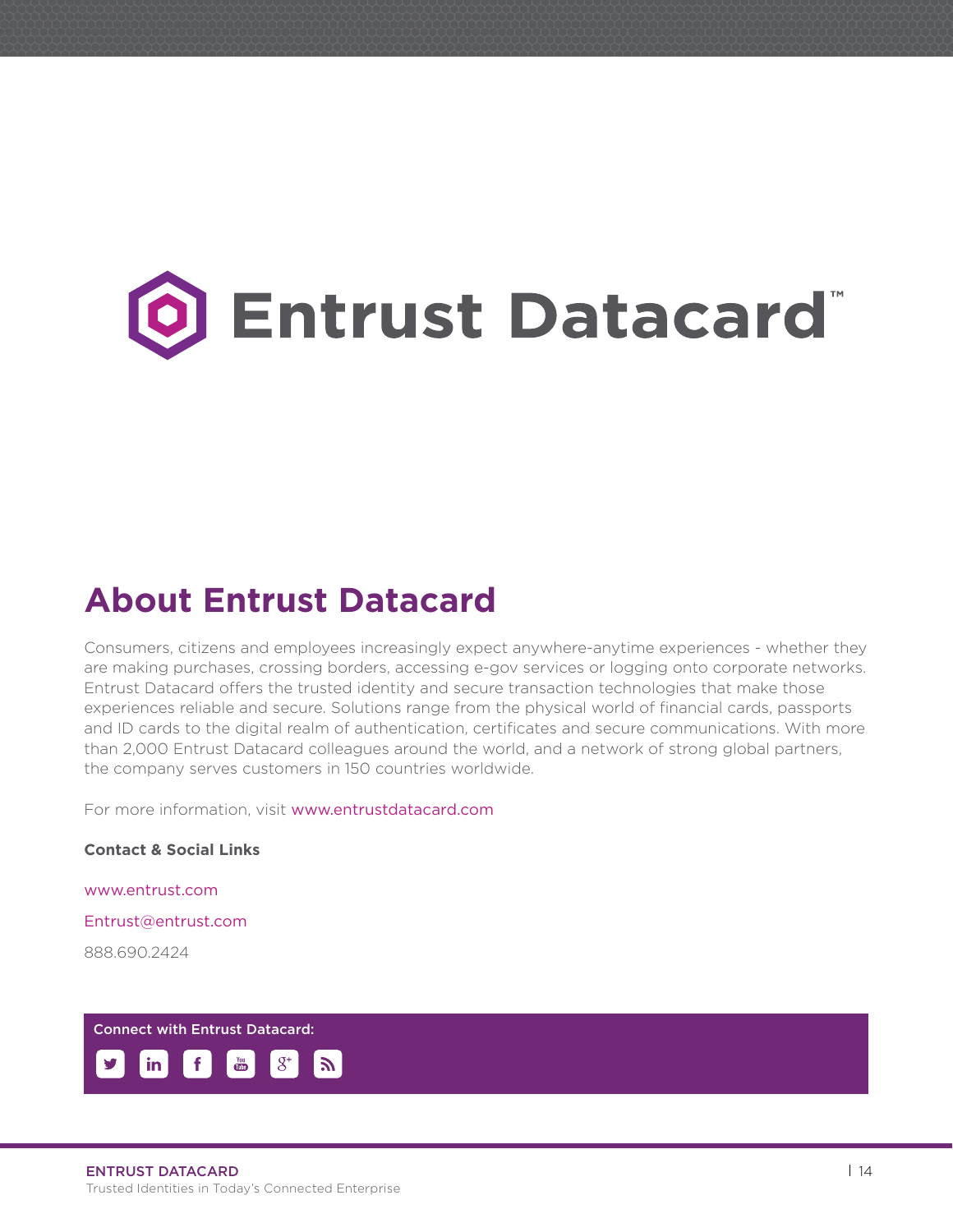# Entrust Datacard™

## About Entrust Datacard

Consumers, citizens and employees increasingly expect anywhere-anytime experiences - whether they are making purchases, crossing borders, accessing e-gov services or logging onto corporate networks. Entrust Datacard offers the trusted identity and secure transaction technologies that make those experiences reliable and secure. Solutions range from the physical world of financial cards, passports and ID cards to the digital realm of authentication, certificates and secure communications. With more than 2,000 Entrust Datacard colleagues around the world, and a network of strong global partners, the company serves customers in 150 countries worldwide.

For more information, visit www.entrustdatacard.com

**Contact & Social Links**

www.entrust.com

Entrust@entrust.com

888.690.2424

Connect with Entrust Datacard: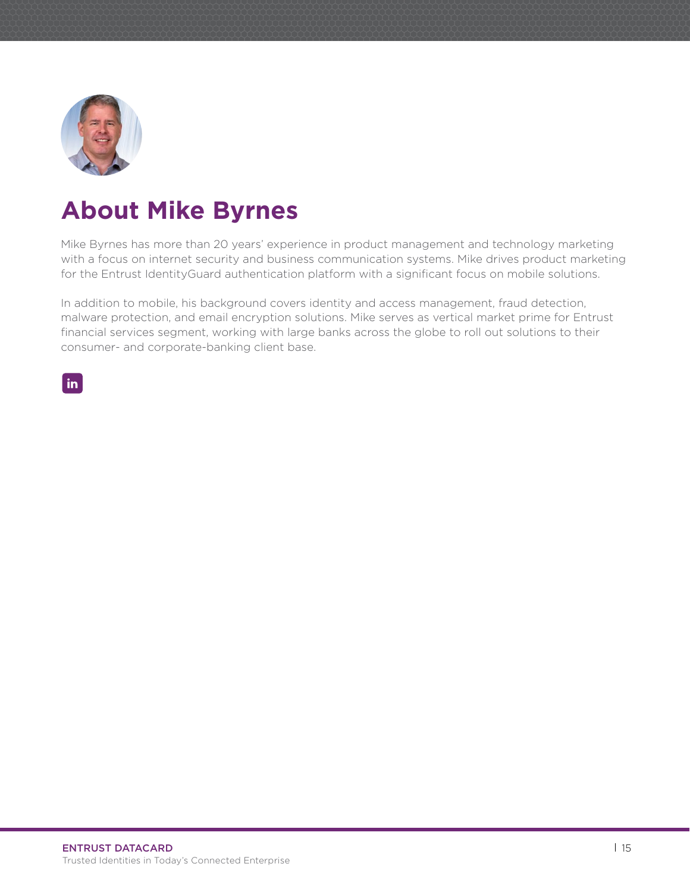# About Mike Byrnes

Mike Byrnes has more than 20 years' experience in product management and technology marketing with a focus on internet security and business communication systems. Mike drives product marketing for the Entrust IdentityGuard authentication platform with a significant focus on mobile solutions.

In addition to mobile, his background covers identity and access management, fraud detection, malware protection, and email encryption solutions. Mike serves as vertical market prime for Entrust financial services segment, working with large banks across the globe to roll out solutions to their consumer- and corporate-banking client base.